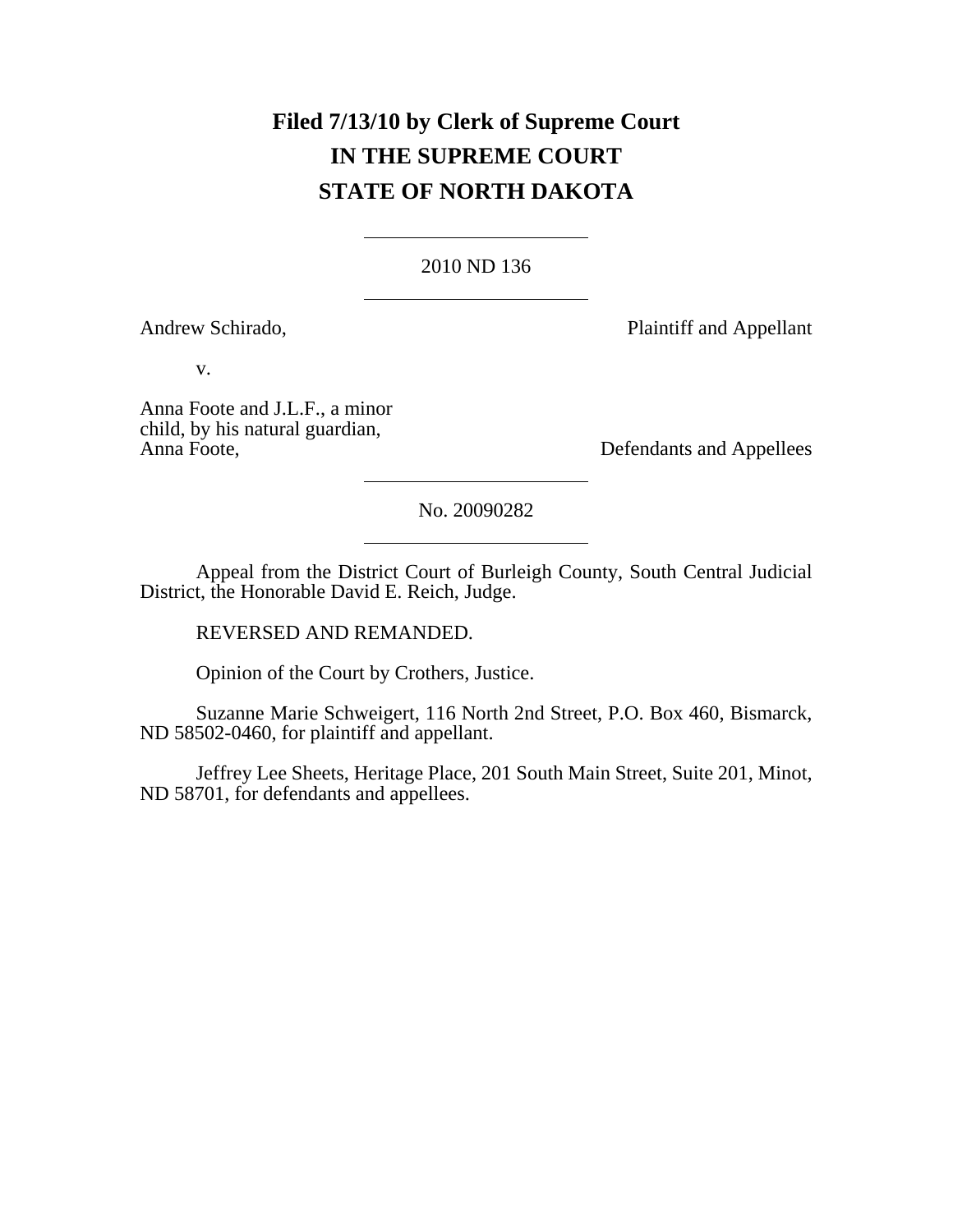**Filed 7/13/10 by Clerk of Supreme Court**

**IN THE SUPREME COURT**

**STATE OF NORTH DAKOTA**

---

2010 ND 136

---

Andrew Schirado, Plaintiff and Appellant

v.

Anna Foote and J.L.F., a minor child, by his natural guardian, Anna Foote, Defendants and Appellees

---

No. 20090282

---

Appeal from the District Court of Burleigh County, South Central Judicial District, the Honorable David E. Reich, Judge.

REVERSED AND REMANDED.

Opinion of the Court by Crothers, Justice.

Suzanne Marie Schweigert, 116 North 2nd Street, P.O. Box 460, Bismarck, ND 58502-0460, for plaintiff and appellant.

Jeffrey Lee Sheets, Heritage Place, 201 South Main Street, Suite 201, Minot, ND 58701, for defendants and appellees.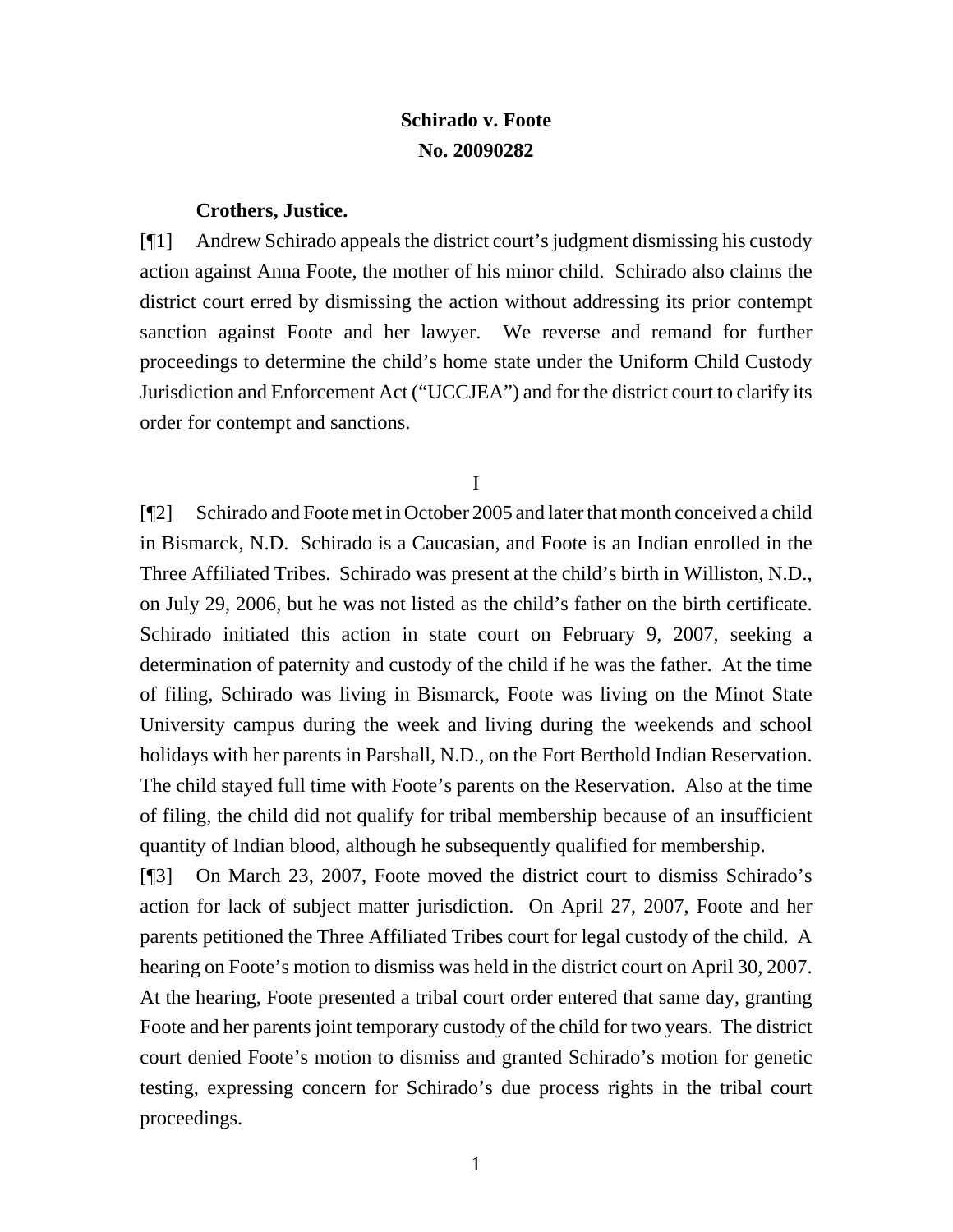**Schirado v. Foote**
**No. 20090282**

**Crothers, Justice.**

[¶1] Andrew Schirado appeals the district court's judgment dismissing his custody action against Anna Foote, the mother of his minor child. Schirado also claims the district court erred by dismissing the action without addressing its prior contempt sanction against Foote and her lawyer. We reverse and remand for further proceedings to determine the child's home state under the Uniform Child Custody Jurisdiction and Enforcement Act ("UCCJEA") and for the district court to clarify its order for contempt and sanctions.

I

[¶2] Schirado and Foote met in October 2005 and later that month conceived a child in Bismarck, N.D. Schirado is a Caucasian, and Foote is an Indian enrolled in the Three Affiliated Tribes. Schirado was present at the child's birth in Williston, N.D., on July 29, 2006, but he was not listed as the child's father on the birth certificate. Schirado initiated this action in state court on February 9, 2007, seeking a determination of paternity and custody of the child if he was the father. At the time of filing, Schirado was living in Bismarck, Foote was living on the Minot State University campus during the week and living during the weekends and school holidays with her parents in Parshall, N.D., on the Fort Berthold Indian Reservation. The child stayed full time with Foote's parents on the Reservation. Also at the time of filing, the child did not qualify for tribal membership because of an insufficient quantity of Indian blood, although he subsequently qualified for membership.

[¶3] On March 23, 2007, Foote moved the district court to dismiss Schirado's action for lack of subject matter jurisdiction. On April 27, 2007, Foote and her parents petitioned the Three Affiliated Tribes court for legal custody of the child. A hearing on Foote's motion to dismiss was held in the district court on April 30, 2007. At the hearing, Foote presented a tribal court order entered that same day, granting Foote and her parents joint temporary custody of the child for two years. The district court denied Foote's motion to dismiss and granted Schirado's motion for genetic testing, expressing concern for Schirado's due process rights in the tribal court proceedings.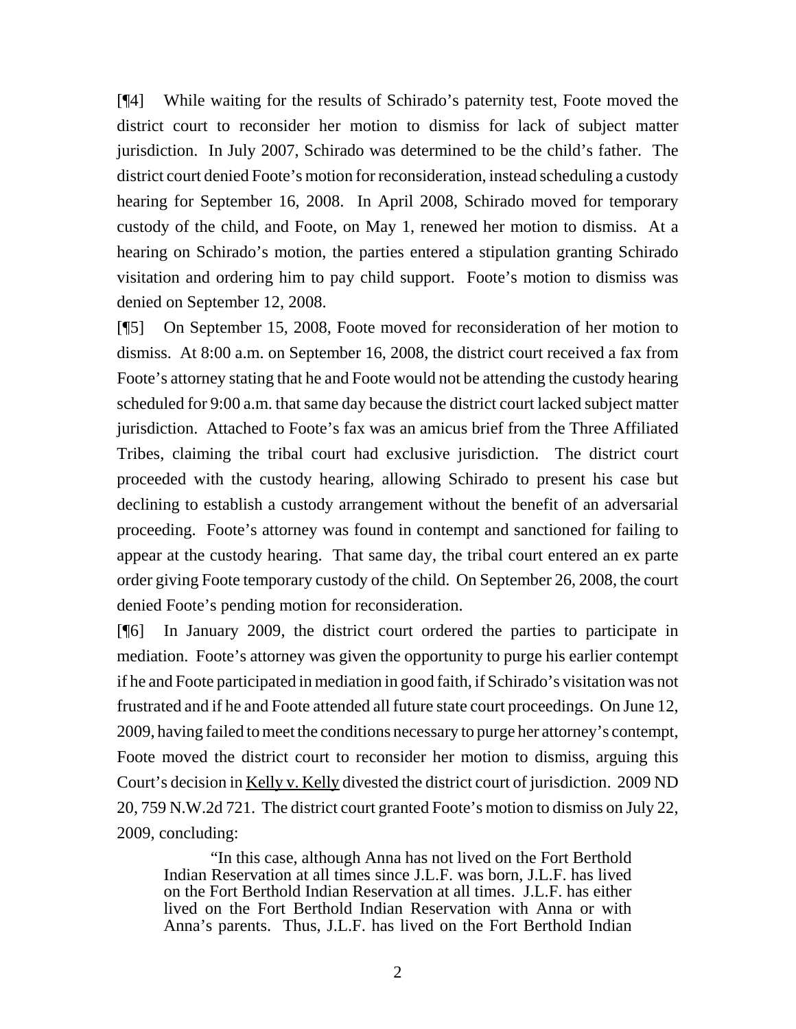[¶4] While waiting for the results of Schirado's paternity test, Foote moved the district court to reconsider her motion to dismiss for lack of subject matter jurisdiction. In July 2007, Schirado was determined to be the child's father. The district court denied Foote's motion for reconsideration, instead scheduling a custody hearing for September 16, 2008. In April 2008, Schirado moved for temporary custody of the child, and Foote, on May 1, renewed her motion to dismiss. At a hearing on Schirado's motion, the parties entered a stipulation granting Schirado visitation and ordering him to pay child support. Foote's motion to dismiss was denied on September 12, 2008.

[¶5] On September 15, 2008, Foote moved for reconsideration of her motion to dismiss. At 8:00 a.m. on September 16, 2008, the district court received a fax from Foote's attorney stating that he and Foote would not be attending the custody hearing scheduled for 9:00 a.m. that same day because the district court lacked subject matter jurisdiction. Attached to Foote's fax was an amicus brief from the Three Affiliated Tribes, claiming the tribal court had exclusive jurisdiction. The district court proceeded with the custody hearing, allowing Schirado to present his case but declining to establish a custody arrangement without the benefit of an adversarial proceeding. Foote's attorney was found in contempt and sanctioned for failing to appear at the custody hearing. That same day, the tribal court entered an ex parte order giving Foote temporary custody of the child. On September 26, 2008, the court denied Foote's pending motion for reconsideration.

[¶6] In January 2009, the district court ordered the parties to participate in mediation. Foote's attorney was given the opportunity to purge his earlier contempt if he and Foote participated in mediation in good faith, if Schirado's visitation was not frustrated and if he and Foote attended all future state court proceedings. On June 12, 2009, having failed to meet the conditions necessary to purge her attorney's contempt, Foote moved the district court to reconsider her motion to dismiss, arguing this Court's decision in Kelly v. Kelly divested the district court of jurisdiction. 2009 ND 20, 759 N.W.2d 721. The district court granted Foote's motion to dismiss on July 22, 2009, concluding:

> "In this case, although Anna has not lived on the Fort Berthold Indian Reservation at all times since J.L.F. was born, J.L.F. has lived on the Fort Berthold Indian Reservation at all times. J.L.F. has either lived on the Fort Berthold Indian Reservation with Anna or with Anna's parents. Thus, J.L.F. has lived on the Fort Berthold Indian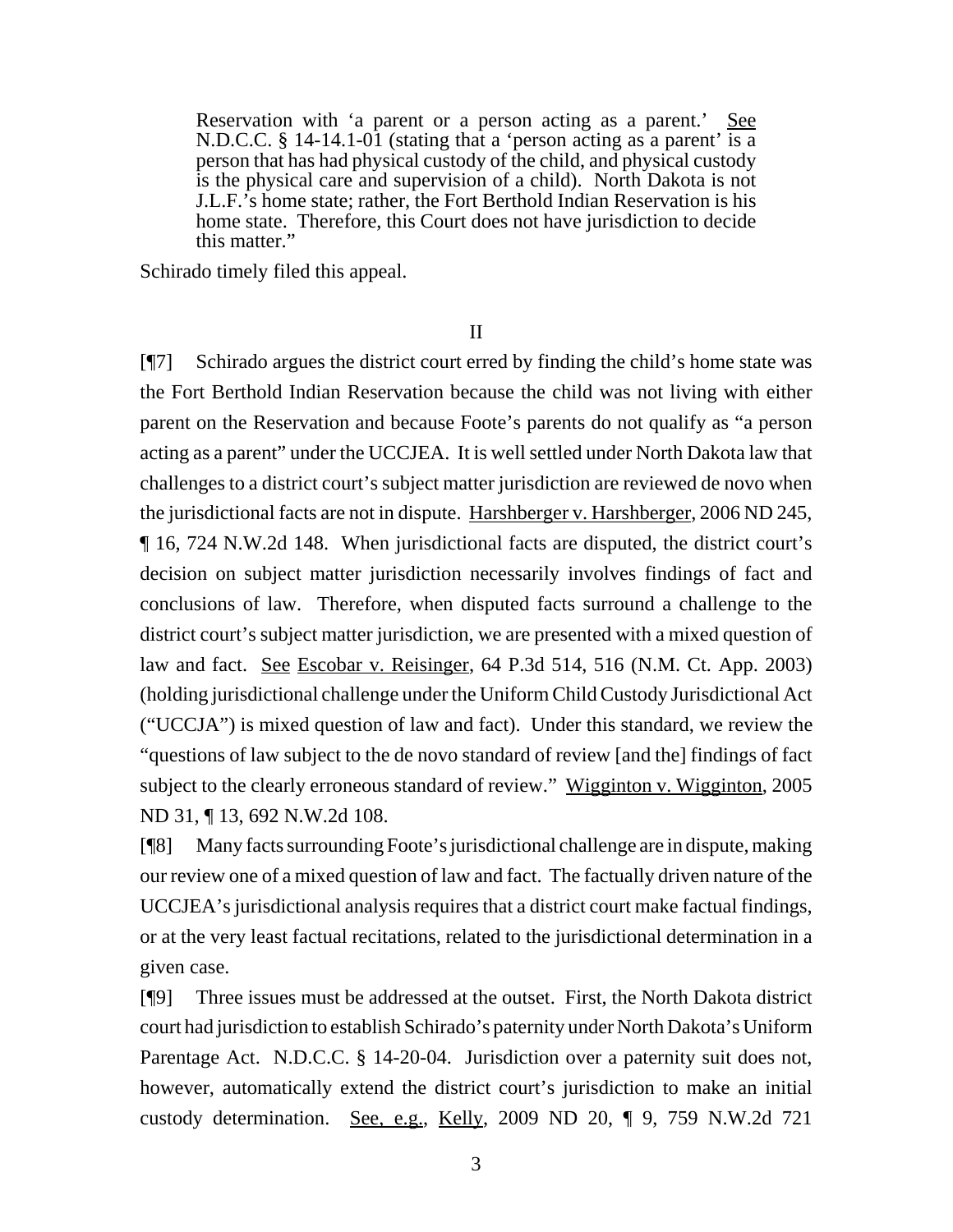> Reservation with 'a parent or a person acting as a parent.' See N.D.C.C. § 14-14.1-01 (stating that a 'person acting as a parent' is a person that has had physical custody of the child, and physical custody is the physical care and supervision of a child). North Dakota is not J.L.F.'s home state; rather, the Fort Berthold Indian Reservation is his home state. Therefore, this Court does not have jurisdiction to decide this matter."

Schirado timely filed this appeal.

## II

[¶7] Schirado argues the district court erred by finding the child's home state was the Fort Berthold Indian Reservation because the child was not living with either parent on the Reservation and because Foote's parents do not qualify as "a person acting as a parent" under the UCCJEA. It is well settled under North Dakota law that challenges to a district court's subject matter jurisdiction are reviewed de novo when the jurisdictional facts are not in dispute. Harshberger v. Harshberger, 2006 ND 245, ¶ 16, 724 N.W.2d 148. When jurisdictional facts are disputed, the district court's decision on subject matter jurisdiction necessarily involves findings of fact and conclusions of law. Therefore, when disputed facts surround a challenge to the district court's subject matter jurisdiction, we are presented with a mixed question of law and fact. See Escobar v. Reisinger, 64 P.3d 514, 516 (N.M. Ct. App. 2003) (holding jurisdictional challenge under the Uniform Child Custody Jurisdictional Act ("UCCJA") is mixed question of law and fact). Under this standard, we review the "questions of law subject to the de novo standard of review [and the] findings of fact subject to the clearly erroneous standard of review." Wigginton v. Wigginton, 2005 ND 31, ¶ 13, 692 N.W.2d 108.

[¶8] Many facts surrounding Foote's jurisdictional challenge are in dispute, making our review one of a mixed question of law and fact. The factually driven nature of the UCCJEA's jurisdictional analysis requires that a district court make factual findings, or at the very least factual recitations, related to the jurisdictional determination in a given case.

[¶9] Three issues must be addressed at the outset. First, the North Dakota district court had jurisdiction to establish Schirado's paternity under North Dakota's Uniform Parentage Act. N.D.C.C. § 14-20-04. Jurisdiction over a paternity suit does not, however, automatically extend the district court's jurisdiction to make an initial custody determination. See, e.g., Kelly, 2009 ND 20, ¶ 9, 759 N.W.2d 721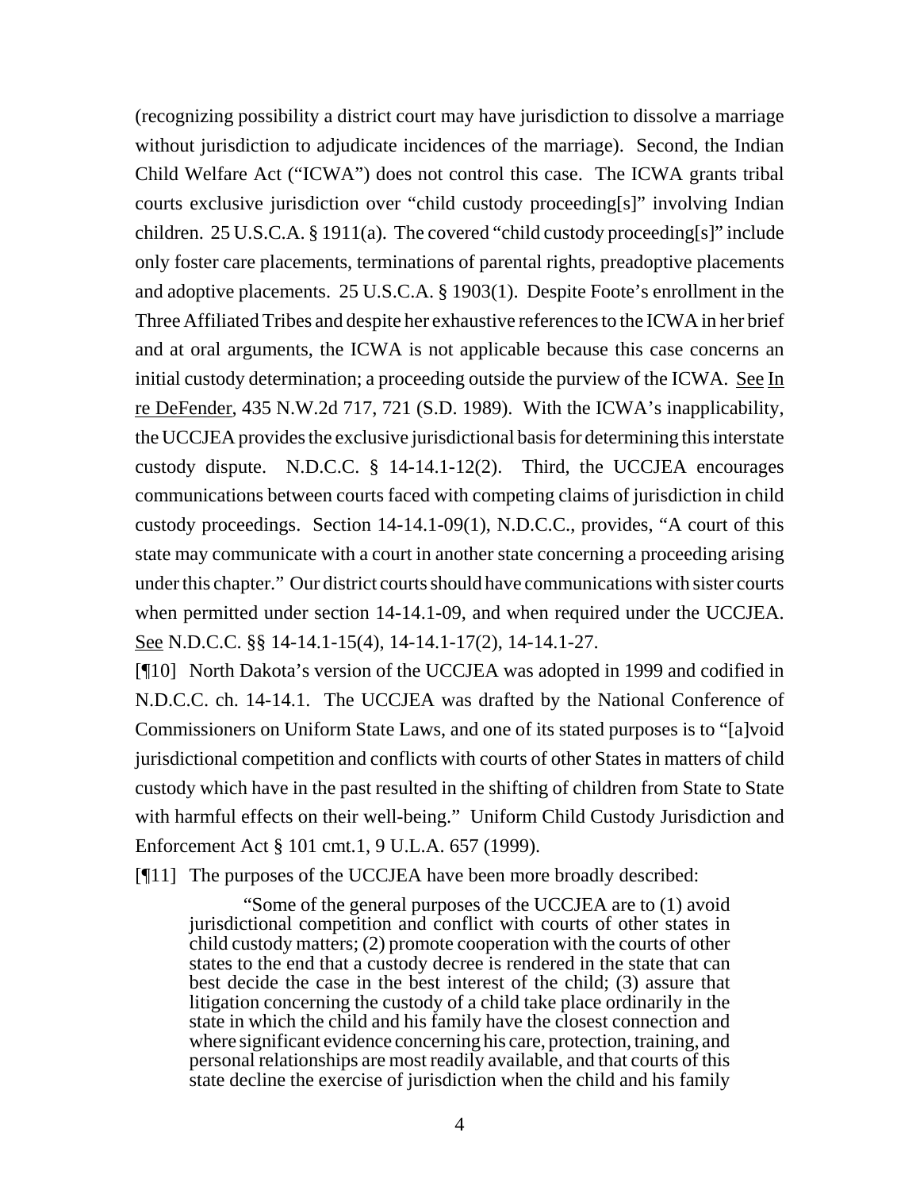(recognizing possibility a district court may have jurisdiction to dissolve a marriage without jurisdiction to adjudicate incidences of the marriage). Second, the Indian Child Welfare Act ("ICWA") does not control this case. The ICWA grants tribal courts exclusive jurisdiction over "child custody proceeding[s]" involving Indian children. 25 U.S.C.A. § 1911(a). The covered "child custody proceeding[s]" include only foster care placements, terminations of parental rights, preadoptive placements and adoptive placements. 25 U.S.C.A. § 1903(1). Despite Foote's enrollment in the Three Affiliated Tribes and despite her exhaustive references to the ICWA in her brief and at oral arguments, the ICWA is not applicable because this case concerns an initial custody determination; a proceeding outside the purview of the ICWA. See In re DeFender, 435 N.W.2d 717, 721 (S.D. 1989). With the ICWA's inapplicability, the UCCJEA provides the exclusive jurisdictional basis for determining this interstate custody dispute. N.D.C.C. § 14-14.1-12(2). Third, the UCCJEA encourages communications between courts faced with competing claims of jurisdiction in child custody proceedings. Section 14-14.1-09(1), N.D.C.C., provides, "A court of this state may communicate with a court in another state concerning a proceeding arising under this chapter." Our district courts should have communications with sister courts when permitted under section 14-14.1-09, and when required under the UCCJEA. See N.D.C.C. §§ 14-14.1-15(4), 14-14.1-17(2), 14-14.1-27.

[¶10] North Dakota's version of the UCCJEA was adopted in 1999 and codified in N.D.C.C. ch. 14-14.1. The UCCJEA was drafted by the National Conference of Commissioners on Uniform State Laws, and one of its stated purposes is to "[a]void jurisdictional competition and conflicts with courts of other States in matters of child custody which have in the past resulted in the shifting of children from State to State with harmful effects on their well-being." Uniform Child Custody Jurisdiction and Enforcement Act § 101 cmt.1, 9 U.L.A. 657 (1999).

[¶11] The purposes of the UCCJEA have been more broadly described:

> "Some of the general purposes of the UCCJEA are to (1) avoid jurisdictional competition and conflict with courts of other states in child custody matters; (2) promote cooperation with the courts of other states to the end that a custody decree is rendered in the state that can best decide the case in the best interest of the child; (3) assure that litigation concerning the custody of a child take place ordinarily in the state in which the child and his family have the closest connection and where significant evidence concerning his care, protection, training, and personal relationships are most readily available, and that courts of this state decline the exercise of jurisdiction when the child and his family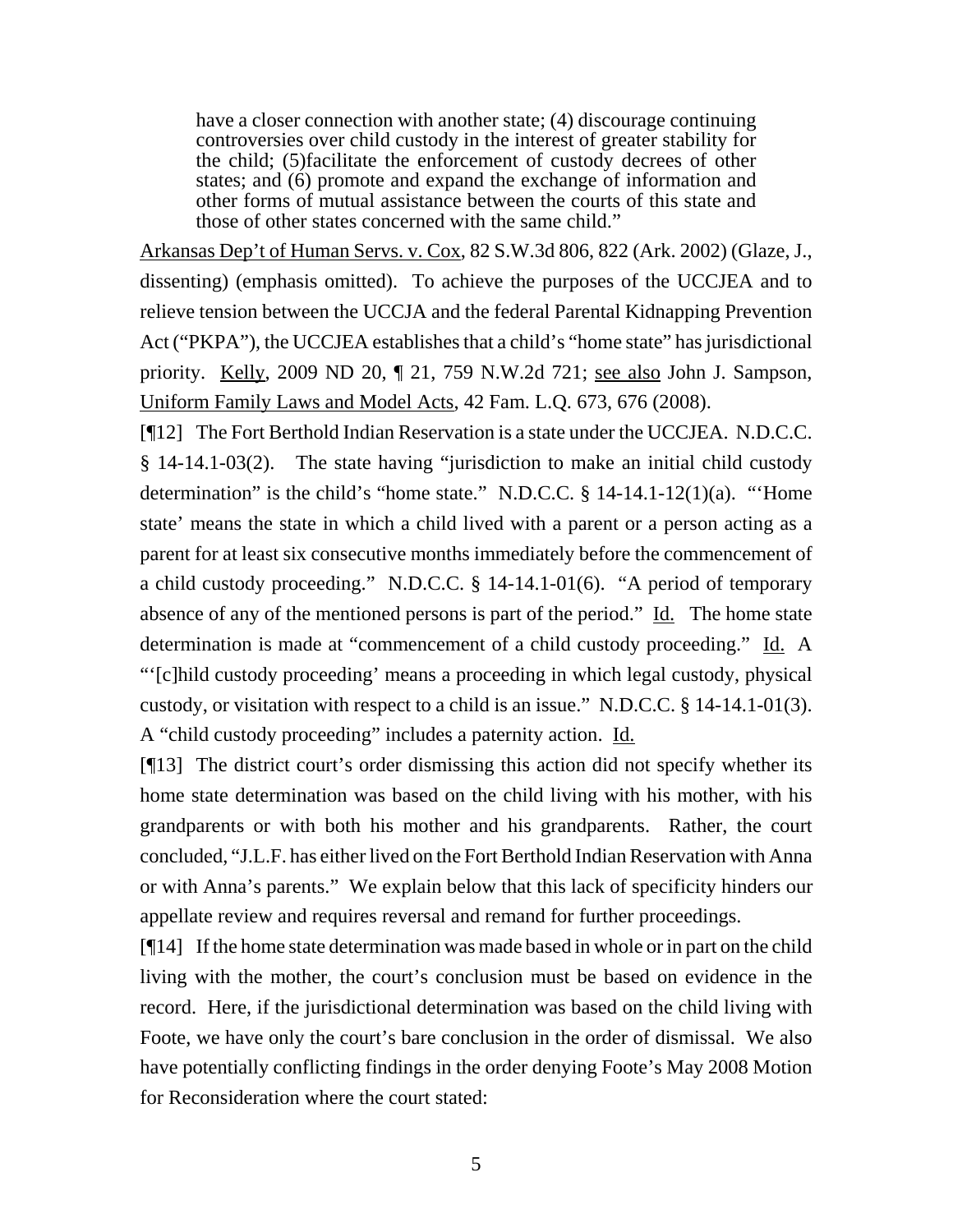> have a closer connection with another state; (4) discourage continuing controversies over child custody in the interest of greater stability for the child; (5)facilitate the enforcement of custody decrees of other states; and (6) promote and expand the exchange of information and other forms of mutual assistance between the courts of this state and those of other states concerned with the same child."

Arkansas Dep't of Human Servs. v. Cox, 82 S.W.3d 806, 822 (Ark. 2002) (Glaze, J., dissenting) (emphasis omitted). To achieve the purposes of the UCCJEA and to relieve tension between the UCCJA and the federal Parental Kidnapping Prevention Act ("PKPA"), the UCCJEA establishes that a child's "home state" has jurisdictional priority. Kelly, 2009 ND 20, ¶ 21, 759 N.W.2d 721; see also John J. Sampson, Uniform Family Laws and Model Acts, 42 Fam. L.Q. 673, 676 (2008).

[¶12] The Fort Berthold Indian Reservation is a state under the UCCJEA. N.D.C.C. § 14-14.1-03(2). The state having "jurisdiction to make an initial child custody determination" is the child's "home state." N.D.C.C. § 14-14.1-12(1)(a). "'Home state' means the state in which a child lived with a parent or a person acting as a parent for at least six consecutive months immediately before the commencement of a child custody proceeding." N.D.C.C. § 14-14.1-01(6). "A period of temporary absence of any of the mentioned persons is part of the period." Id. The home state determination is made at "commencement of a child custody proceeding." Id. A "'[c]hild custody proceeding' means a proceeding in which legal custody, physical custody, or visitation with respect to a child is an issue." N.D.C.C. § 14-14.1-01(3). A "child custody proceeding" includes a paternity action. Id.

[¶13] The district court's order dismissing this action did not specify whether its home state determination was based on the child living with his mother, with his grandparents or with both his mother and his grandparents. Rather, the court concluded, "J.L.F. has either lived on the Fort Berthold Indian Reservation with Anna or with Anna's parents." We explain below that this lack of specificity hinders our appellate review and requires reversal and remand for further proceedings.

[¶14] If the home state determination was made based in whole or in part on the child living with the mother, the court's conclusion must be based on evidence in the record. Here, if the jurisdictional determination was based on the child living with Foote, we have only the court's bare conclusion in the order of dismissal. We also have potentially conflicting findings in the order denying Foote's May 2008 Motion for Reconsideration where the court stated: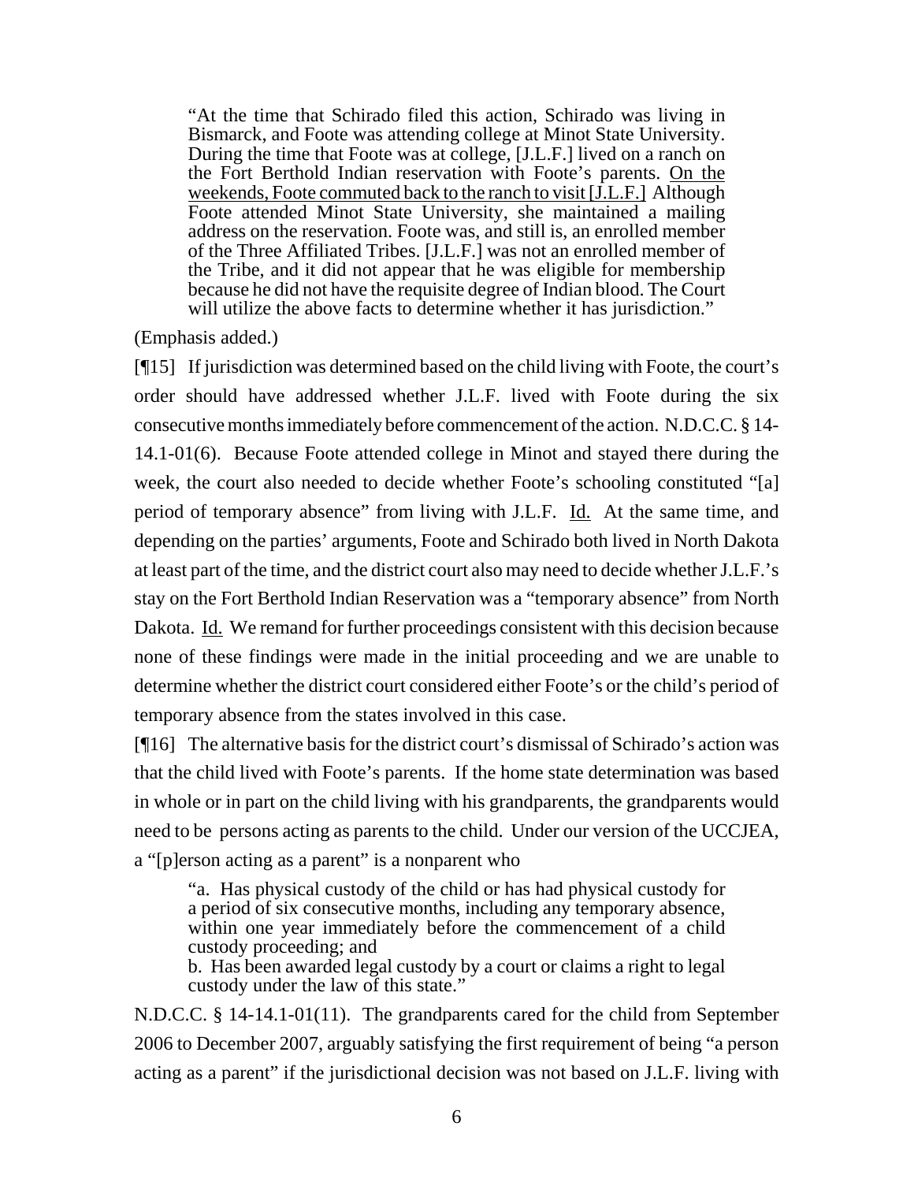> "At the time that Schirado filed this action, Schirado was living in Bismarck, and Foote was attending college at Minot State University. During the time that Foote was at college, [J.L.F.] lived on a ranch on the Fort Berthold Indian reservation with Foote's parents. <u>On the weekends, Foote commuted back to the ranch to visit [J.L.F.]</u> Although Foote attended Minot State University, she maintained a mailing address on the reservation. Foote was, and still is, an enrolled member of the Three Affiliated Tribes. [J.L.F.] was not an enrolled member of the Tribe, and it did not appear that he was eligible for membership because he did not have the requisite degree of Indian blood. The Court will utilize the above facts to determine whether it has jurisdiction."

(Emphasis added.)

[¶15] If jurisdiction was determined based on the child living with Foote, the court's order should have addressed whether J.L.F. lived with Foote during the six consecutive months immediately before commencement of the action. N.D.C.C. § 14-14.1-01(6). Because Foote attended college in Minot and stayed there during the week, the court also needed to decide whether Foote's schooling constituted "[a] period of temporary absence" from living with J.L.F. Id. At the same time, and depending on the parties' arguments, Foote and Schirado both lived in North Dakota at least part of the time, and the district court also may need to decide whether J.L.F.'s stay on the Fort Berthold Indian Reservation was a "temporary absence" from North Dakota. Id. We remand for further proceedings consistent with this decision because none of these findings were made in the initial proceeding and we are unable to determine whether the district court considered either Foote's or the child's period of temporary absence from the states involved in this case.

[¶16] The alternative basis for the district court's dismissal of Schirado's action was that the child lived with Foote's parents. If the home state determination was based in whole or in part on the child living with his grandparents, the grandparents would need to be persons acting as parents to the child. Under our version of the UCCJEA, a "[p]erson acting as a parent" is a nonparent who

> "a. Has physical custody of the child or has had physical custody for a period of six consecutive months, including any temporary absence, within one year immediately before the commencement of a child custody proceeding; and
> b. Has been awarded legal custody by a court or claims a right to legal custody under the law of this state."

N.D.C.C. § 14-14.1-01(11). The grandparents cared for the child from September 2006 to December 2007, arguably satisfying the first requirement of being "a person acting as a parent" if the jurisdictional decision was not based on J.L.F. living with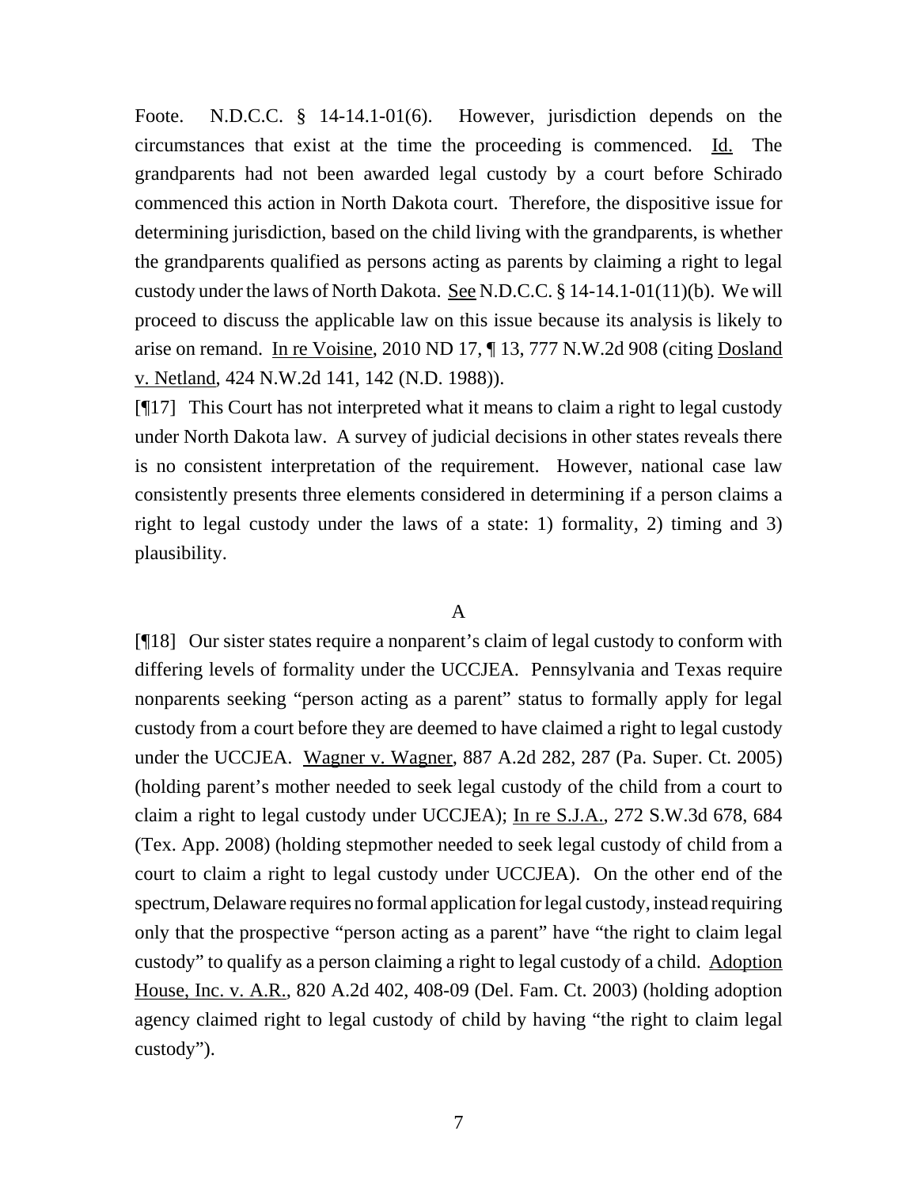Foote. N.D.C.C. § 14-14.1-01(6). However, jurisdiction depends on the circumstances that exist at the time the proceeding is commenced. Id. The grandparents had not been awarded legal custody by a court before Schirado commenced this action in North Dakota court. Therefore, the dispositive issue for determining jurisdiction, based on the child living with the grandparents, is whether the grandparents qualified as persons acting as parents by claiming a right to legal custody under the laws of North Dakota. See N.D.C.C. § 14-14.1-01(11)(b). We will proceed to discuss the applicable law on this issue because its analysis is likely to arise on remand. In re Voisine, 2010 ND 17, ¶ 13, 777 N.W.2d 908 (citing Dosland v. Netland, 424 N.W.2d 141, 142 (N.D. 1988)).

[¶17] This Court has not interpreted what it means to claim a right to legal custody under North Dakota law. A survey of judicial decisions in other states reveals there is no consistent interpretation of the requirement. However, national case law consistently presents three elements considered in determining if a person claims a right to legal custody under the laws of a state: 1) formality, 2) timing and 3) plausibility.

### A

[¶18] Our sister states require a nonparent's claim of legal custody to conform with differing levels of formality under the UCCJEA. Pennsylvania and Texas require nonparents seeking "person acting as a parent" status to formally apply for legal custody from a court before they are deemed to have claimed a right to legal custody under the UCCJEA. Wagner v. Wagner, 887 A.2d 282, 287 (Pa. Super. Ct. 2005) (holding parent's mother needed to seek legal custody of the child from a court to claim a right to legal custody under UCCJEA); In re S.J.A., 272 S.W.3d 678, 684 (Tex. App. 2008) (holding stepmother needed to seek legal custody of child from a court to claim a right to legal custody under UCCJEA). On the other end of the spectrum, Delaware requires no formal application for legal custody, instead requiring only that the prospective "person acting as a parent" have "the right to claim legal custody" to qualify as a person claiming a right to legal custody of a child. Adoption House, Inc. v. A.R., 820 A.2d 402, 408-09 (Del. Fam. Ct. 2003) (holding adoption agency claimed right to legal custody of child by having "the right to claim legal custody").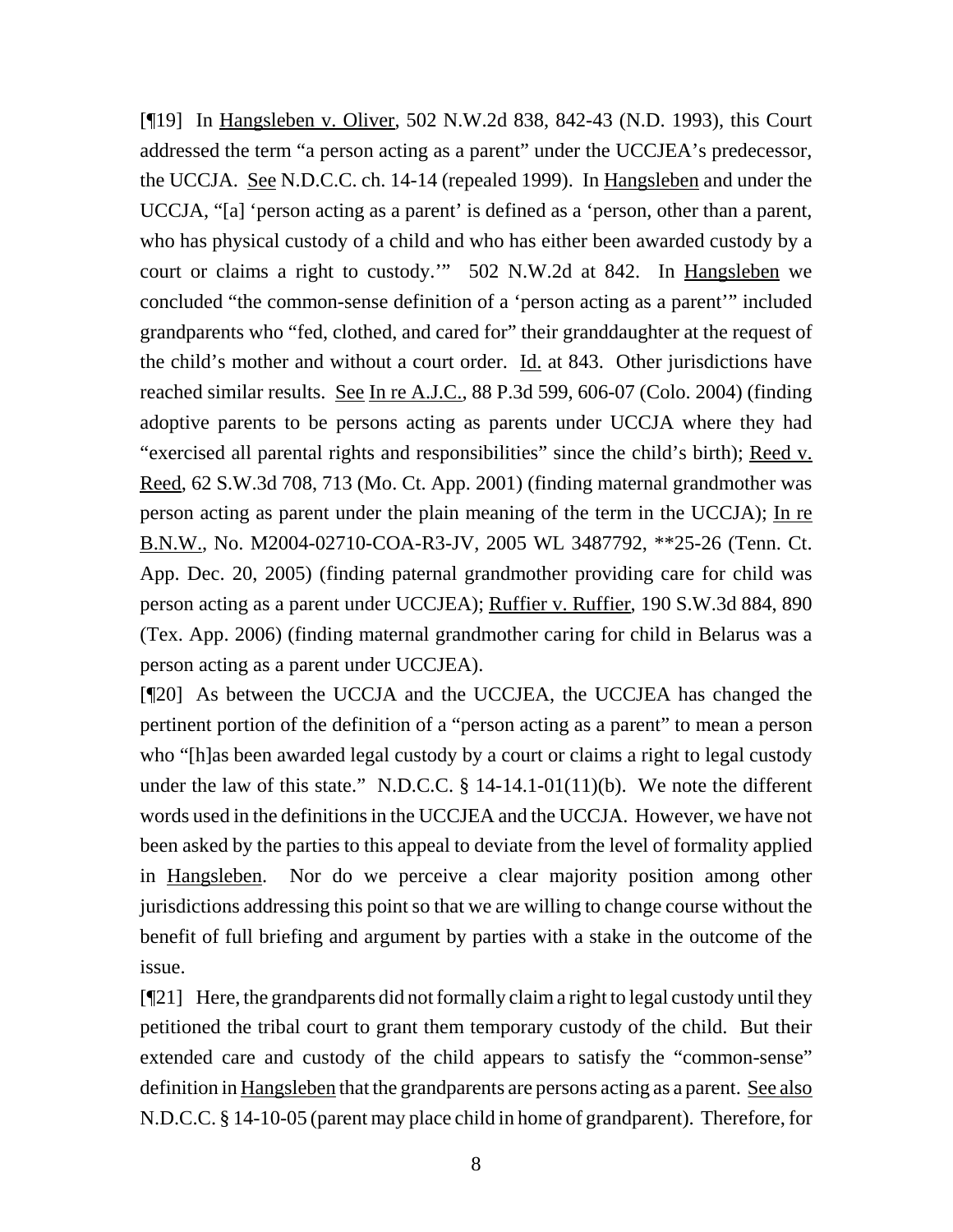[¶19] In Hangsleben v. Oliver, 502 N.W.2d 838, 842-43 (N.D. 1993), this Court addressed the term "a person acting as a parent" under the UCCJEA's predecessor, the UCCJA. See N.D.C.C. ch. 14-14 (repealed 1999). In Hangsleben and under the UCCJA, "[a] 'person acting as a parent' is defined as a 'person, other than a parent, who has physical custody of a child and who has either been awarded custody by a court or claims a right to custody.'" 502 N.W.2d at 842. In Hangsleben we concluded "the common-sense definition of a 'person acting as a parent'" included grandparents who "fed, clothed, and cared for" their granddaughter at the request of the child's mother and without a court order. Id. at 843. Other jurisdictions have reached similar results. See In re A.J.C., 88 P.3d 599, 606-07 (Colo. 2004) (finding adoptive parents to be persons acting as parents under UCCJA where they had "exercised all parental rights and responsibilities" since the child's birth); Reed v. Reed, 62 S.W.3d 708, 713 (Mo. Ct. App. 2001) (finding maternal grandmother was person acting as parent under the plain meaning of the term in the UCCJA); In re B.N.W., No. M2004-02710-COA-R3-JV, 2005 WL 3487792, **25-26 (Tenn. Ct. App. Dec. 20, 2005) (finding paternal grandmother providing care for child was person acting as a parent under UCCJEA); Ruffier v. Ruffier, 190 S.W.3d 884, 890 (Tex. App. 2006) (finding maternal grandmother caring for child in Belarus was a person acting as a parent under UCCJEA).

[¶20] As between the UCCJA and the UCCJEA, the UCCJEA has changed the pertinent portion of the definition of a "person acting as a parent" to mean a person who "[h]as been awarded legal custody by a court or claims a right to legal custody under the law of this state." N.D.C.C. § 14-14.1-01(11)(b). We note the different words used in the definitions in the UCCJEA and the UCCJA. However, we have not been asked by the parties to this appeal to deviate from the level of formality applied in Hangsleben. Nor do we perceive a clear majority position among other jurisdictions addressing this point so that we are willing to change course without the benefit of full briefing and argument by parties with a stake in the outcome of the issue.

[¶21] Here, the grandparents did not formally claim a right to legal custody until they petitioned the tribal court to grant them temporary custody of the child. But their extended care and custody of the child appears to satisfy the "common-sense" definition in Hangsleben that the grandparents are persons acting as a parent. See also N.D.C.C. § 14-10-05 (parent may place child in home of grandparent). Therefore, for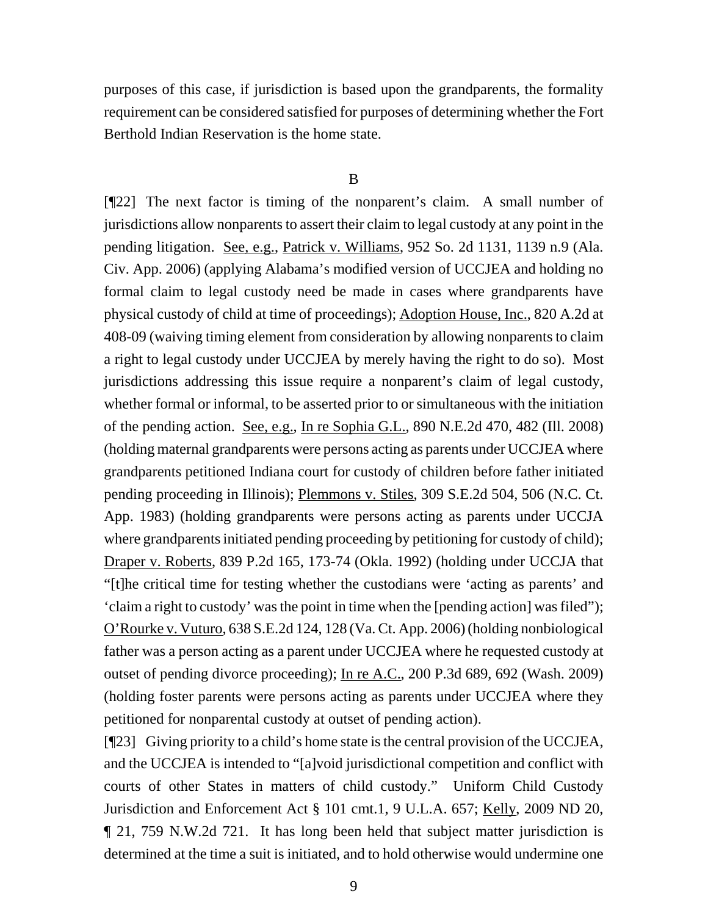purposes of this case, if jurisdiction is based upon the grandparents, the formality requirement can be considered satisfied for purposes of determining whether the Fort Berthold Indian Reservation is the home state.

B

[¶22] The next factor is timing of the nonparent's claim. A small number of jurisdictions allow nonparents to assert their claim to legal custody at any point in the pending litigation. See, e.g., Patrick v. Williams, 952 So. 2d 1131, 1139 n.9 (Ala. Civ. App. 2006) (applying Alabama's modified version of UCCJEA and holding no formal claim to legal custody need be made in cases where grandparents have physical custody of child at time of proceedings); Adoption House, Inc., 820 A.2d at 408-09 (waiving timing element from consideration by allowing nonparents to claim a right to legal custody under UCCJEA by merely having the right to do so). Most jurisdictions addressing this issue require a nonparent's claim of legal custody, whether formal or informal, to be asserted prior to or simultaneous with the initiation of the pending action. See, e.g., In re Sophia G.L., 890 N.E.2d 470, 482 (Ill. 2008) (holding maternal grandparents were persons acting as parents under UCCJEA where grandparents petitioned Indiana court for custody of children before father initiated pending proceeding in Illinois); Plemmons v. Stiles, 309 S.E.2d 504, 506 (N.C. Ct. App. 1983) (holding grandparents were persons acting as parents under UCCJA where grandparents initiated pending proceeding by petitioning for custody of child); Draper v. Roberts, 839 P.2d 165, 173-74 (Okla. 1992) (holding under UCCJA that "[t]he critical time for testing whether the custodians were 'acting as parents' and 'claim a right to custody' was the point in time when the [pending action] was filed"); O'Rourke v. Vuturo, 638 S.E.2d 124, 128 (Va. Ct. App. 2006) (holding nonbiological father was a person acting as a parent under UCCJEA where he requested custody at outset of pending divorce proceeding); In re A.C., 200 P.3d 689, 692 (Wash. 2009) (holding foster parents were persons acting as parents under UCCJEA where they petitioned for nonparental custody at outset of pending action).

[¶23] Giving priority to a child's home state is the central provision of the UCCJEA, and the UCCJEA is intended to "[a]void jurisdictional competition and conflict with courts of other States in matters of child custody." Uniform Child Custody Jurisdiction and Enforcement Act § 101 cmt.1, 9 U.L.A. 657; Kelly, 2009 ND 20, ¶ 21, 759 N.W.2d 721. It has long been held that subject matter jurisdiction is determined at the time a suit is initiated, and to hold otherwise would undermine one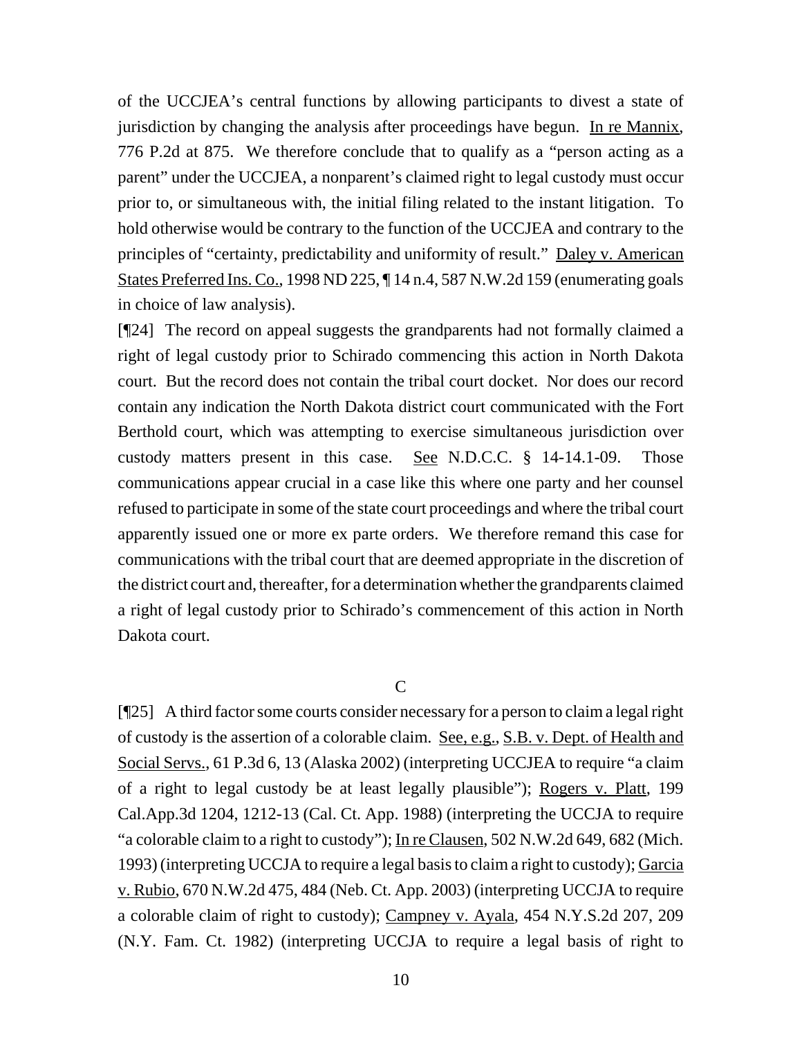of the UCCJEA's central functions by allowing participants to divest a state of jurisdiction by changing the analysis after proceedings have begun. In re Mannix, 776 P.2d at 875. We therefore conclude that to qualify as a "person acting as a parent" under the UCCJEA, a nonparent's claimed right to legal custody must occur prior to, or simultaneous with, the initial filing related to the instant litigation. To hold otherwise would be contrary to the function of the UCCJEA and contrary to the principles of "certainty, predictability and uniformity of result." Daley v. American States Preferred Ins. Co., 1998 ND 225, ¶ 14 n.4, 587 N.W.2d 159 (enumerating goals in choice of law analysis).

[¶24] The record on appeal suggests the grandparents had not formally claimed a right of legal custody prior to Schirado commencing this action in North Dakota court. But the record does not contain the tribal court docket. Nor does our record contain any indication the North Dakota district court communicated with the Fort Berthold court, which was attempting to exercise simultaneous jurisdiction over custody matters present in this case. See N.D.C.C. § 14-14.1-09. Those communications appear crucial in a case like this where one party and her counsel refused to participate in some of the state court proceedings and where the tribal court apparently issued one or more ex parte orders. We therefore remand this case for communications with the tribal court that are deemed appropriate in the discretion of the district court and, thereafter, for a determination whether the grandparents claimed a right of legal custody prior to Schirado's commencement of this action in North Dakota court.

### C

[¶25] A third factor some courts consider necessary for a person to claim a legal right of custody is the assertion of a colorable claim. See, e.g., S.B. v. Dept. of Health and Social Servs., 61 P.3d 6, 13 (Alaska 2002) (interpreting UCCJEA to require "a claim of a right to legal custody be at least legally plausible"); Rogers v. Platt, 199 Cal.App.3d 1204, 1212-13 (Cal. Ct. App. 1988) (interpreting the UCCJA to require "a colorable claim to a right to custody"); In re Clausen, 502 N.W.2d 649, 682 (Mich. 1993) (interpreting UCCJA to require a legal basis to claim a right to custody); Garcia v. Rubio, 670 N.W.2d 475, 484 (Neb. Ct. App. 2003) (interpreting UCCJA to require a colorable claim of right to custody); Campney v. Ayala, 454 N.Y.S.2d 207, 209 (N.Y. Fam. Ct. 1982) (interpreting UCCJA to require a legal basis of right to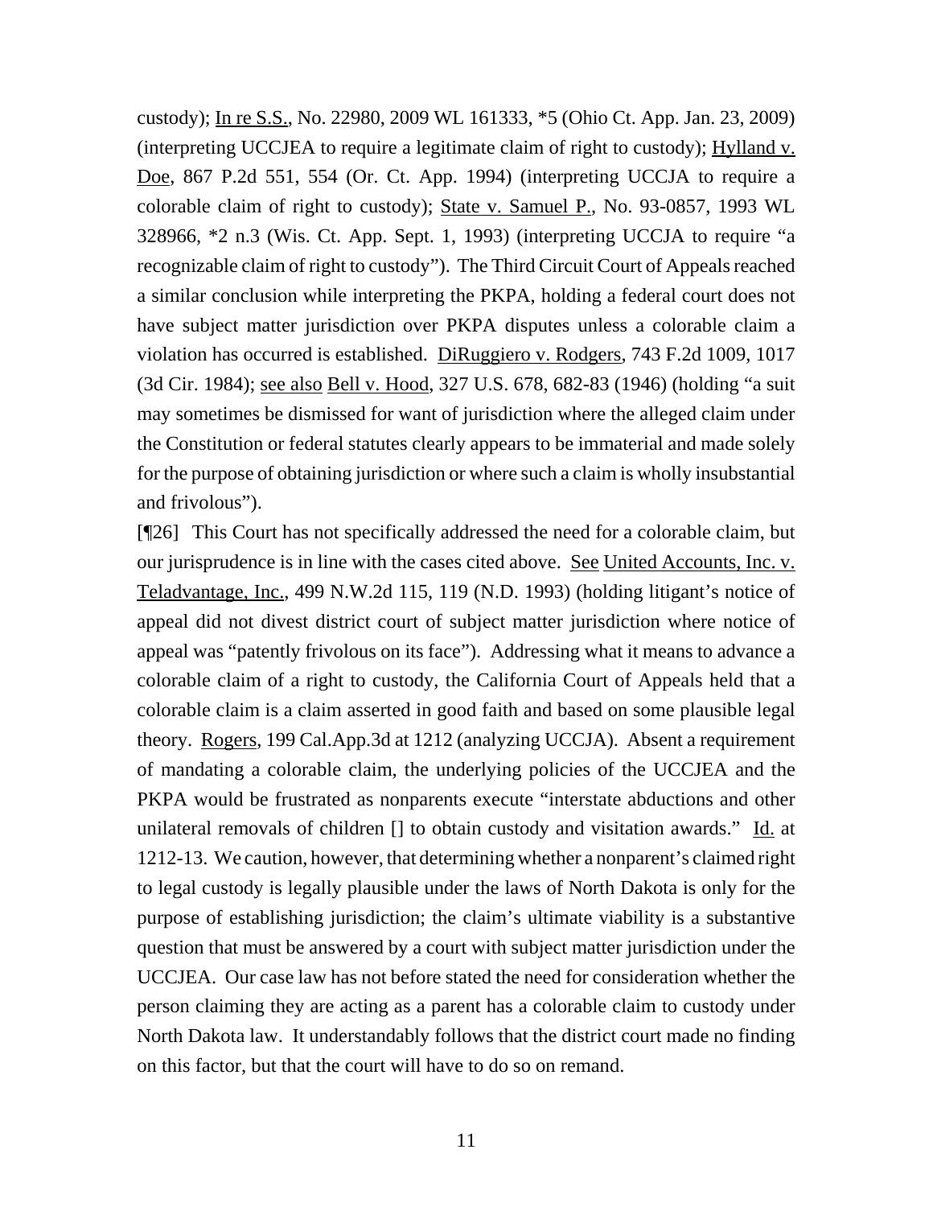custody); In re S.S., No. 22980, 2009 WL 161333, *5 (Ohio Ct. App. Jan. 23, 2009) (interpreting UCCJEA to require a legitimate claim of right to custody); Hylland v. Doe, 867 P.2d 551, 554 (Or. Ct. App. 1994) (interpreting UCCJA to require a colorable claim of right to custody); State v. Samuel P., No. 93-0857, 1993 WL 328966, *2 n.3 (Wis. Ct. App. Sept. 1, 1993) (interpreting UCCJA to require "a recognizable claim of right to custody"). The Third Circuit Court of Appeals reached a similar conclusion while interpreting the PKPA, holding a federal court does not have subject matter jurisdiction over PKPA disputes unless a colorable claim a violation has occurred is established. DiRuggiero v. Rodgers, 743 F.2d 1009, 1017 (3d Cir. 1984); see also Bell v. Hood, 327 U.S. 678, 682-83 (1946) (holding "a suit may sometimes be dismissed for want of jurisdiction where the alleged claim under the Constitution or federal statutes clearly appears to be immaterial and made solely for the purpose of obtaining jurisdiction or where such a claim is wholly insubstantial and frivolous").

[¶26] This Court has not specifically addressed the need for a colorable claim, but our jurisprudence is in line with the cases cited above. See United Accounts, Inc. v. Teladvantage, Inc., 499 N.W.2d 115, 119 (N.D. 1993) (holding litigant's notice of appeal did not divest district court of subject matter jurisdiction where notice of appeal was "patently frivolous on its face"). Addressing what it means to advance a colorable claim of a right to custody, the California Court of Appeals held that a colorable claim is a claim asserted in good faith and based on some plausible legal theory. Rogers, 199 Cal.App.3d at 1212 (analyzing UCCJA). Absent a requirement of mandating a colorable claim, the underlying policies of the UCCJEA and the PKPA would be frustrated as nonparents execute "interstate abductions and other unilateral removals of children [] to obtain custody and visitation awards." Id. at 1212-13. We caution, however, that determining whether a nonparent's claimed right to legal custody is legally plausible under the laws of North Dakota is only for the purpose of establishing jurisdiction; the claim's ultimate viability is a substantive question that must be answered by a court with subject matter jurisdiction under the UCCJEA. Our case law has not before stated the need for consideration whether the person claiming they are acting as a parent has a colorable claim to custody under North Dakota law. It understandably follows that the district court made no finding on this factor, but that the court will have to do so on remand.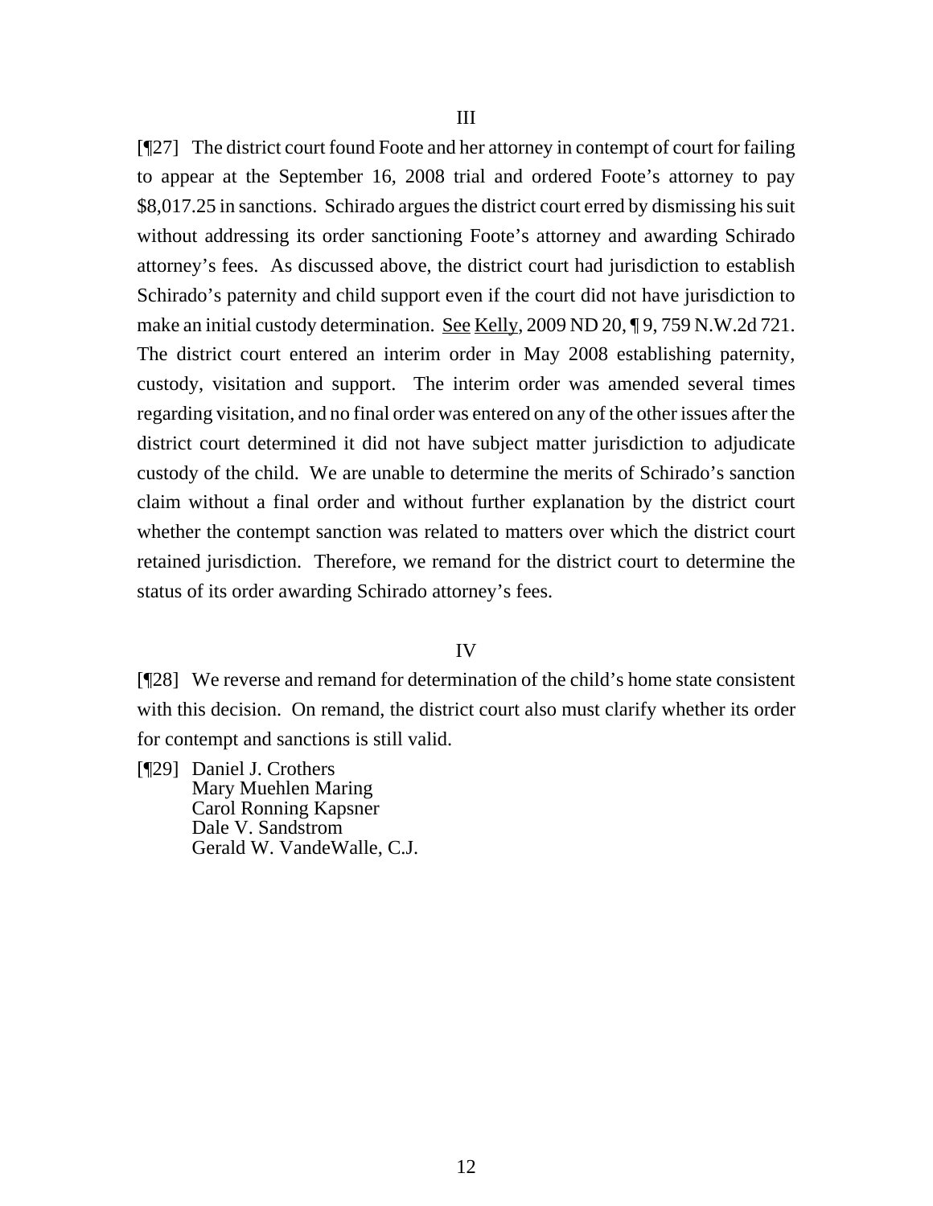III

[¶27] The district court found Foote and her attorney in contempt of court for failing to appear at the September 16, 2008 trial and ordered Foote's attorney to pay $8,017.25 in sanctions. Schirado argues the district court erred by dismissing his suit without addressing its order sanctioning Foote's attorney and awarding Schirado attorney's fees. As discussed above, the district court had jurisdiction to establish Schirado's paternity and child support even if the court did not have jurisdiction to make an initial custody determination. See Kelly, 2009 ND 20, ¶ 9, 759 N.W.2d 721. The district court entered an interim order in May 2008 establishing paternity, custody, visitation and support. The interim order was amended several times regarding visitation, and no final order was entered on any of the other issues after the district court determined it did not have subject matter jurisdiction to adjudicate custody of the child. We are unable to determine the merits of Schirado's sanction claim without a final order and without further explanation by the district court whether the contempt sanction was related to matters over which the district court retained jurisdiction. Therefore, we remand for the district court to determine the status of its order awarding Schirado attorney's fees.

IV

[¶28] We reverse and remand for determination of the child's home state consistent with this decision. On remand, the district court also must clarify whether its order for contempt and sanctions is still valid.

[¶29] Daniel J. Crothers
Mary Muehlen Maring
Carol Ronning Kapsner
Dale V. Sandstrom
Gerald W. VandeWalle, C.J.